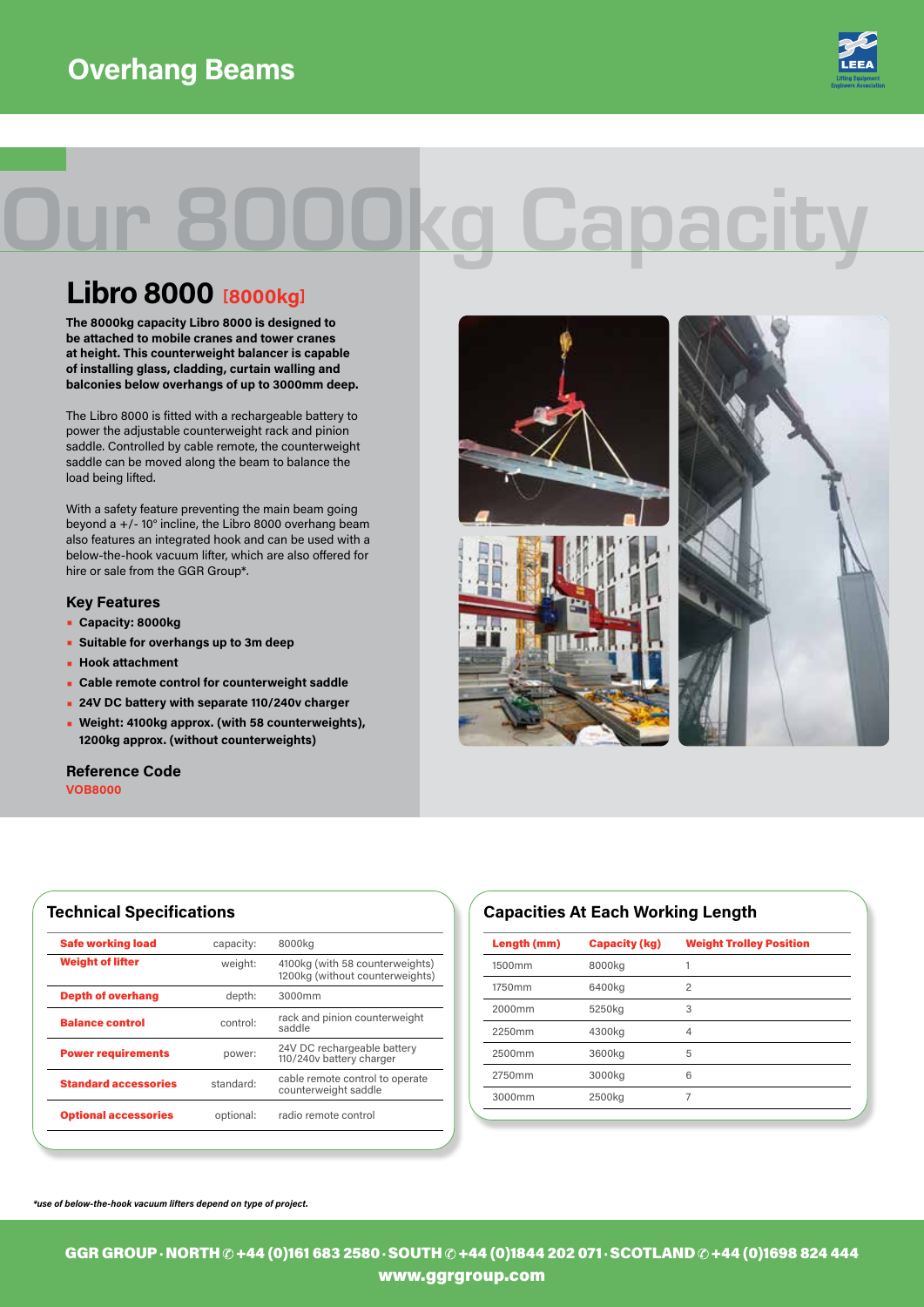# Overhang Beams

# Our 8000kg Capacity

## Libro 8000 [8000kg]

**The 8000kg capacity Libro 8000 is designed to be attached to mobile cranes and tower cranes at height. This counterweight balancer is capable of installing glass, cladding, curtain walling and balconies below overhangs of up to 3000mm deep.**

The Libro 8000 is fitted with a rechargeable battery to power the adjustable counterweight rack and pinion saddle. Controlled by cable remote, the counterweight saddle can be moved along the beam to balance the load being lifted.

With a safety feature preventing the main beam going beyond a +/- 10° incline, the Libro 8000 overhang beam also features an integrated hook and can be used with a below-the-hook vacuum lifter, which are also offered for hire or sale from the GGR Group*.

### Key Features

- **Capacity: 8000kg**
- **Suitable for overhangs up to 3m deep**
- **Hook attachment**
- **Cable remote control for counterweight saddle**
- **24V DC battery with separate 110/240v charger**
- **Weight: 4100kg approx. (with 58 counterweights), 1200kg approx. (without counterweights)**

### Reference Code

VOB8000

### Technical Specifications

| | | |
|---|---|---|
| **Safe working load** | capacity: | 8000kg |
| **Weight of lifter** | weight: | 4100kg (with 58 counterweights) 1200kg (without counterweights) |
| **Depth of overhang** | depth: | 3000mm |
| **Balance control** | control: | rack and pinion counterweight saddle |
| **Power requirements** | power: | 24V DC rechargeable battery 110/240v battery charger |
| **Standard accessories** | standard: | cable remote control to operate counterweight saddle |
| **Optional accessories** | optional: | radio remote control |

### Capacities At Each Working Length

| Length (mm) | Capacity (kg) | Weight Trolley Position |
|---|---|---|
| 1500mm | 8000kg | 1 |
| 1750mm | 6400kg | 2 |
| 2000mm | 5250kg | 3 |
| 2250mm | 4300kg | 4 |
| 2500mm | 3600kg | 5 |
| 2750mm | 3000kg | 6 |
| 3000mm | 2500kg | 7 |

*\*use of below-the-hook vacuum lifters depend on type of project.*

**GGR GROUP · NORTH ✆ +44 (0)161 683 2580 · SOUTH ✆ +44 (0)1844 202 071 · SCOTLAND ✆ +44 (0)1698 824 444**
**www.ggrgroup.com**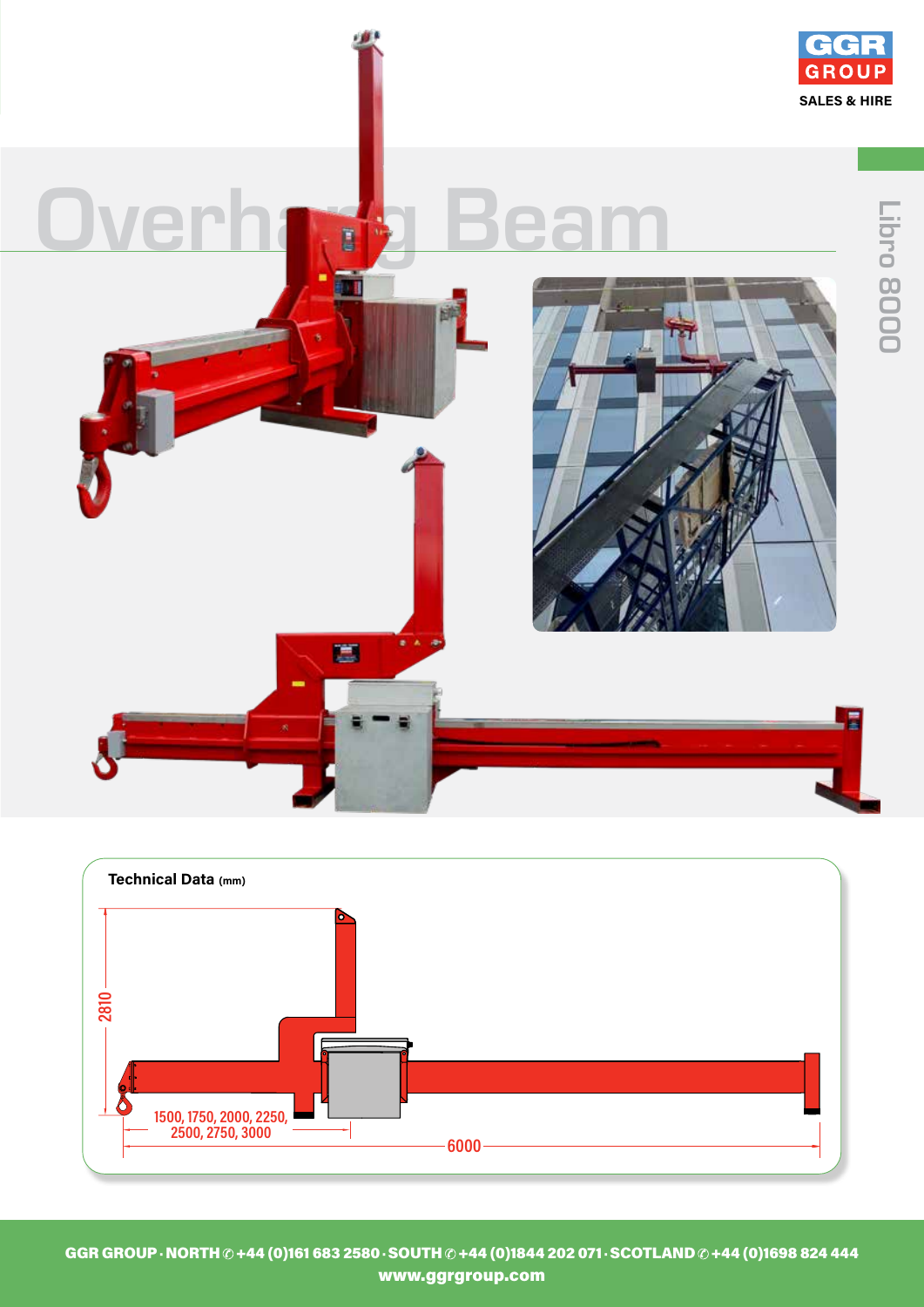# Overhang Beam

Libro 8000

## Technical Data (mm)

2810

1500, 1750, 2000, 2250,
2500, 2750, 3000

6000

GGR GROUP · NORTH ✆ +44 (0)161 683 2580 · SOUTH ✆ +44 (0)1844 202 071 · SCOTLAND ✆ +44 (0)1698 824 444
www.ggrgroup.com